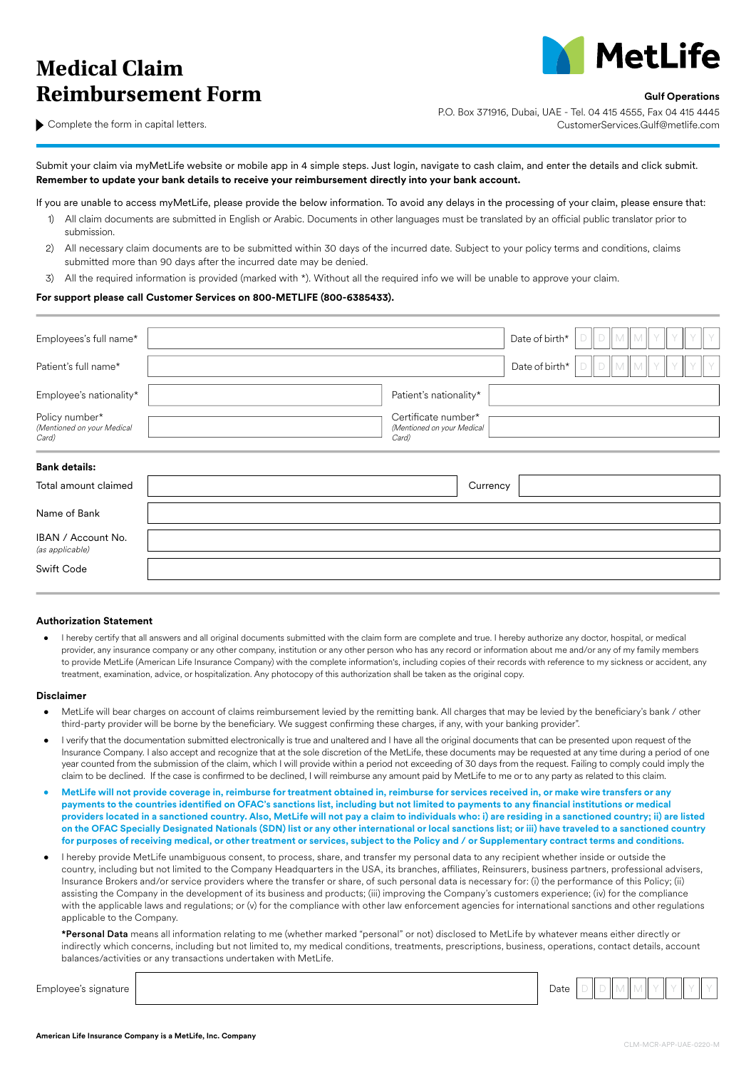# Medical Claim Reimbursement Form

**MetLife**

**Gulf Operations**

P.O. Box 371916, Dubai, UAE - Tel. 04 415 4555, Fax 04 415 4445
CustomerServices.Gulf@metlife.com

▶ Complete the form in capital letters.

Submit your claim via myMetLife website or mobile app in 4 simple steps. Just login, navigate to cash claim, and enter the details and click submit.
**Remember to update your bank details to receive your reimbursement directly into your bank account.**

If you are unable to access myMetLife, please provide the below information. To avoid any delays in the processing of your claim, please ensure that:

1) All claim documents are submitted in English or Arabic. Documents in other languages must be translated by an official public translator prior to submission.
2) All necessary claim documents are to be submitted within 30 days of the incurred date. Subject to your policy terms and conditions, claims submitted more than 90 days after the incurred date may be denied.
3) All the required information is provided (marked with *). Without all the required info we will be unable to approve your claim.

**For support please call Customer Services on 800-METLIFE (800-6385433).**

| | | | |
|---|---|---|---|
| Employees's full name* | | Date of birth* | D D M M Y Y Y Y |
| Patient's full name* | | Date of birth* | D D M M Y Y Y Y |
| Employee's nationality* | | Patient's nationality* | |
| Policy number* *(Mentioned on your Medical Card)* | | Certificate number* *(Mentioned on your Medical Card)* | |

**Bank details:**

| | | | |
|---|---|---|---|
| Total amount claimed | | Currency | |
| Name of Bank | | | |
| IBAN / Account No. *(as applicable)* | | | |
| Swift Code | | | |

### Authorization Statement

- I hereby certify that all answers and all original documents submitted with the claim form are complete and true. I hereby authorize any doctor, hospital, or medical provider, any insurance company or any other company, institution or any other person who has any record or information about me and/or any of my family members to provide MetLife (American Life Insurance Company) with the complete information's, including copies of their records with reference to my sickness or accident, any treatment, examination, advice, or hospitalization. Any photocopy of this authorization shall be taken as the original copy.

### Disclaimer

- MetLife will bear charges on account of claims reimbursement levied by the remitting bank. All charges that may be levied by the beneficiary's bank / other third-party provider will be borne by the beneficiary. We suggest confirming these charges, if any, with your banking provider".
- I verify that the documentation submitted electronically is true and unaltered and I have all the original documents that can be presented upon request of the Insurance Company. I also accept and recognize that at the sole discretion of the MetLife, these documents may be requested at any time during a period of one year counted from the submission of the claim, which I will provide within a period not exceeding of 30 days from the request. Failing to comply could imply the claim to be declined. If the case is confirmed to be declined, I will reimburse any amount paid by MetLife to me or to any party as related to this claim.
- **MetLife will not provide coverage in, reimburse for treatment obtained in, reimburse for services received in, or make wire transfers or any payments to the countries identified on OFAC's sanctions list, including but not limited to payments to any financial institutions or medical providers located in a sanctioned country. Also, MetLife will not pay a claim to individuals who: i) are residing in a sanctioned country; ii) are listed on the OFAC Specially Designated Nationals (SDN) list or any other international or local sanctions list; or iii) have traveled to a sanctioned country for purposes of receiving medical, or other treatment or services, subject to the Policy and / or Supplementary contract terms and conditions.**
- I hereby provide MetLife unambiguous consent, to process, share, and transfer my personal data to any recipient whether inside or outside the country, including but not limited to the Company Headquarters in the USA, its branches, affiliates, Reinsurers, business partners, professional advisers, Insurance Brokers and/or service providers where the transfer or share, of such personal data is necessary for: (i) the performance of this Policy; (ii) assisting the Company in the development of its business and products; (iii) improving the Company's customers experience; (iv) for the compliance with the applicable laws and regulations; or (v) for the compliance with other law enforcement agencies for international sanctions and other regulations applicable to the Company.

  ***Personal Data** means all information relating to me (whether marked "personal" or not) disclosed to MetLife by whatever means either directly or indirectly which concerns, including but not limited to, my medical conditions, treatments, prescriptions, business, operations, contact details, account balances/activities or any transactions undertaken with MetLife.

| | | | |
|---|---|---|---|
| Employee's signature | | Date | D D M M Y Y Y Y |

**American Life Insurance Company is a MetLife, Inc. Company**

CLM-MCR-APP-UAE-0220-M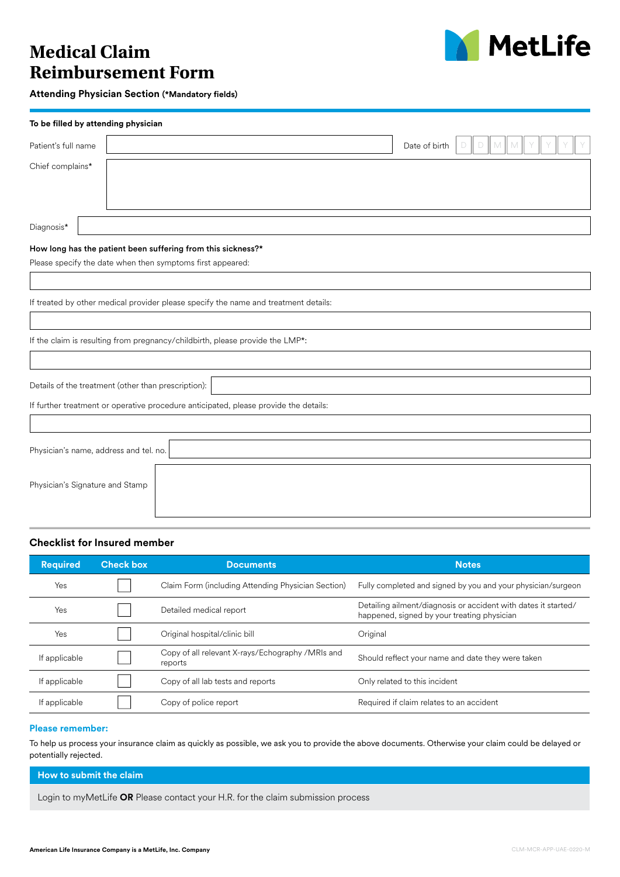# Medical Claim Reimbursement Form

MetLife

**Attending Physician Section** (*Mandatory fields)

**To be filled by attending physician**

Patient's full name

Date of birth D D M M Y Y Y Y

Chief complains*

Diagnosis*

**How long has the patient been suffering from this sickness?***

Please specify the date when then symptoms first appeared:

If treated by other medical provider please specify the name and treatment details:

If the claim is resulting from pregnancy/childbirth, please provide the LMP*:

Details of the treatment (other than prescription):

If further treatment or operative procedure anticipated, please provide the details:

Physician's name, address and tel. no.

Physician's Signature and Stamp

## Checklist for Insured member

| Required | Check box | Documents | Notes |
|---|---|---|---|
| Yes | ☐ | Claim Form (including Attending Physician Section) | Fully completed and signed by you and your physician/surgeon |
| Yes | ☐ | Detailed medical report | Detailing ailment/diagnosis or accident with dates it started/happened, signed by your treating physician |
| Yes | ☐ | Original hospital/clinic bill | Original |
| If applicable | ☐ | Copy of all relevant X-rays/Echography /MRIs and reports | Should reflect your name and date they were taken |
| If applicable | ☐ | Copy of all lab tests and reports | Only related to this incident |
| If applicable | ☐ | Copy of police report | Required if claim relates to an accident |

**Please remember:**

To help us process your insurance claim as quickly as possible, we ask you to provide the above documents. Otherwise your claim could be delayed or potentially rejected.

**How to submit the claim**

Login to myMetLife **OR** Please contact your H.R. for the claim submission process

**American Life Insurance Company is a MetLife, Inc. Company**

CLM-MCR-APP-UAE-0220-M